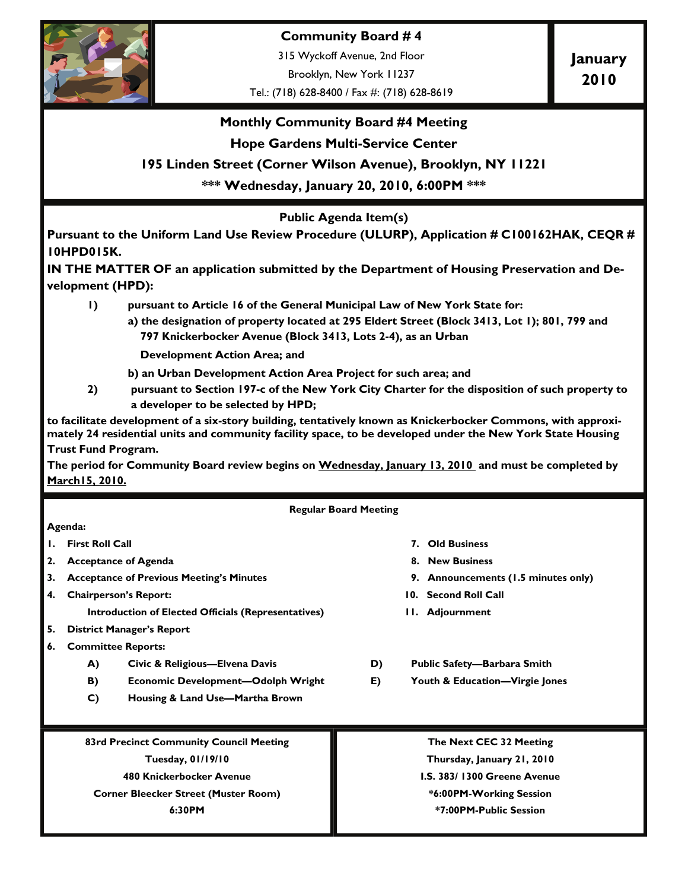# Community Board # 4

315 Wyckoff Avenue, 2nd Floor

Brooklyn, New York 11237

Tel.: (718) 628-8400 / Fax #: (718) 628-8619

**January 2010**

## Monthly Community Board #4 Meeting

**Hope Gardens Multi-Service Center**

**195 Linden Street (Corner Wilson Avenue), Brooklyn, NY 11221**

**\*\*\* Wednesday, January 20, 2010, 6:00PM \*\*\***

### Public Agenda Item(s)

**Pursuant to the Uniform Land Use Review Procedure (ULURP), Application # C100162HAK, CEQR # 10HPD015K.**

**IN THE MATTER OF an application submitted by the Department of Housing Preservation and Development (HPD):**

1) **pursuant to Article 16 of the General Municipal Law of New York State for:**
   - **a) the designation of property located at 295 Eldert Street (Block 3413, Lot 1); 801, 799 and 797 Knickerbocker Avenue (Block 3413, Lots 2-4), as an Urban Development Action Area; and**
   - **b) an Urban Development Action Area Project for such area; and**
2) **pursuant to Section 197-c of the New York City Charter for the disposition of such property to a developer to be selected by HPD;**

**to facilitate development of a six-story building, tentatively known as Knickerbocker Commons, with approximately 24 residential units and community facility space, to be developed under the New York State Housing Trust Fund Program.**

**The period for Community Board review begins on Wednesday, January 13, 2010 and must be completed by March15, 2010.**

### Regular Board Meeting

**Agenda:**

1. **First Roll Call**
2. **Acceptance of Agenda**
3. **Acceptance of Previous Meeting's Minutes**
4. **Chairperson's Report:**
   **Introduction of Elected Officials (Representatives)**
5. **District Manager's Report**
6. **Committee Reports:**
   - **A) Civic & Religious—Elvena Davis**
   - **B) Economic Development—Odolph Wright**
   - **C) Housing & Land Use—Martha Brown**
   - **D) Public Safety—Barbara Smith**
   - **E) Youth & Education—Virgie Jones**
7. **Old Business**
8. **New Business**
9. **Announcements (1.5 minutes only)**
10. **Second Roll Call**
11. **Adjournment**

**83rd Precinct Community Council Meeting**
**Tuesday, 01/19/10**
**480 Knickerbocker Avenue**
**Corner Bleecker Street (Muster Room)**
**6:30PM**

**The Next CEC 32 Meeting**
**Thursday, January 21, 2010**
**I.S. 383/ 1300 Greene Avenue**
**\*6:00PM-Working Session**
**\*7:00PM-Public Session**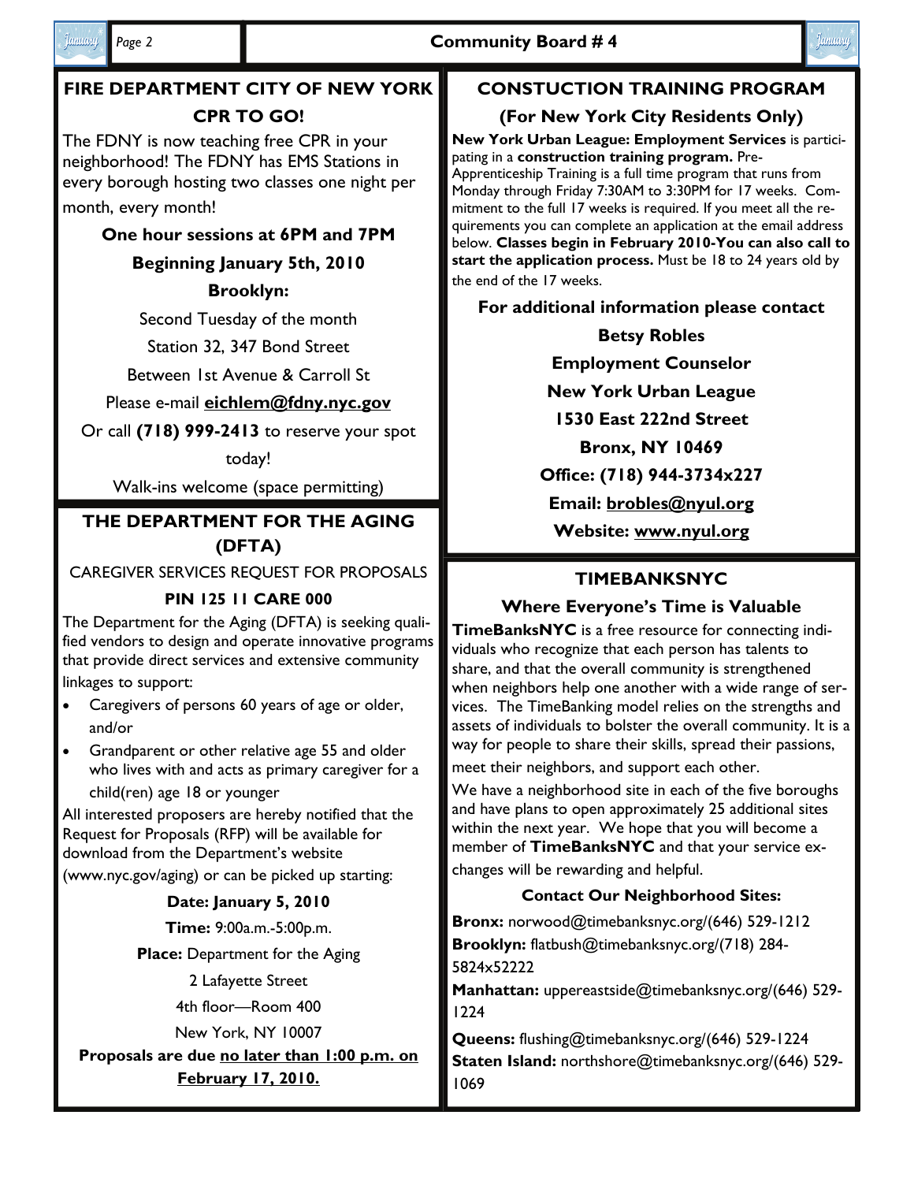## FIRE DEPARTMENT CITY OF NEW YORK

### CPR TO GO!

The FDNY is now teaching free CPR in your neighborhood! The FDNY has EMS Stations in every borough hosting two classes one night per month, every month!

**One hour sessions at 6PM and 7PM**

**Beginning January 5th, 2010**

**Brooklyn:**

Second Tuesday of the month

Station 32, 347 Bond Street

Between 1st Avenue & Carroll St

Please e-mail **eichlem@fdny.nyc.gov**

Or call **(718) 999-2413** to reserve your spot today!

Walk-ins welcome (space permitting)

## THE DEPARTMENT FOR THE AGING (DFTA)

CAREGIVER SERVICES REQUEST FOR PROPOSALS

**PIN 125 11 CARE 000**

The Department for the Aging (DFTA) is seeking qualified vendors to design and operate innovative programs that provide direct services and extensive community linkages to support:

- Caregivers of persons 60 years of age or older, and/or
- Grandparent or other relative age 55 and older who lives with and acts as primary caregiver for a child(ren) age 18 or younger

All interested proposers are hereby notified that the Request for Proposals (RFP) will be available for download from the Department's website (www.nyc.gov/aging) or can be picked up starting:

**Date: January 5, 2010**

**Time:** 9:00a.m.-5:00p.m.

**Place:** Department for the Aging

2 Lafayette Street

4th floor—Room 400

New York, NY 10007

**Proposals are due <u>no later than 1:00 p.m. on February 17, 2010.</u>**

## CONSTUCTION TRAINING PROGRAM

### (For New York City Residents Only)

**New York Urban League: Employment Services** is participating in a **construction training program.** Pre-Apprenticeship Training is a full time program that runs from Monday through Friday 7:30AM to 3:30PM for 17 weeks. Commitment to the full 17 weeks is required. If you meet all the requirements you can complete an application at the email address below. **Classes begin in February 2010-You can also call to start the application process.** Must be 18 to 24 years old by the end of the 17 weeks.

**For additional information please contact**

**Betsy Robles**

**Employment Counselor**

**New York Urban League**

**1530 East 222nd Street**

**Bronx, NY 10469**

**Office: (718) 944-3734x227**

**Email: brobles@nyul.org**

**Website: www.nyul.org**

## TIMEBANKSNYC

### Where Everyone's Time is Valuable

**TimeBanksNYC** is a free resource for connecting individuals who recognize that each person has talents to share, and that the overall community is strengthened when neighbors help one another with a wide range of services. The TimeBanking model relies on the strengths and assets of individuals to bolster the overall community. It is a way for people to share their skills, spread their passions, meet their neighbors, and support each other.

We have a neighborhood site in each of the five boroughs and have plans to open approximately 25 additional sites within the next year. We hope that you will become a member of **TimeBanksNYC** and that your service exchanges will be rewarding and helpful.

**Contact Our Neighborhood Sites:**

**Bronx:** norwood@timebanksnyc.org/(646) 529-1212
**Brooklyn:** flatbush@timebanksnyc.org/(718) 284-5824x52222
**Manhattan:** uppereastside@timebanksnyc.org/(646) 529-1224
**Queens:** flushing@timebanksnyc.org/(646) 529-1224
**Staten Island:** northshore@timebanksnyc.org/(646) 529-1069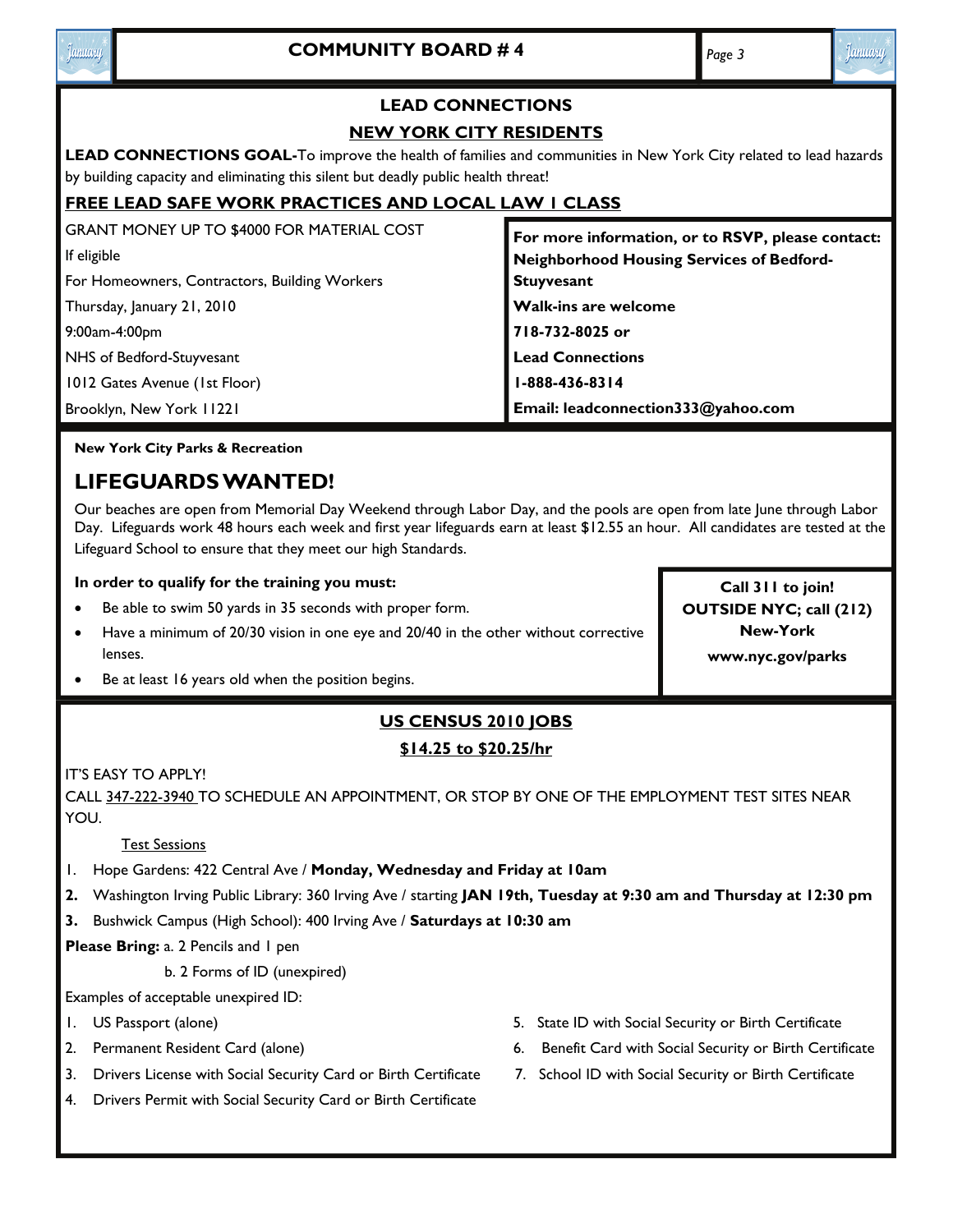## LEAD CONNECTIONS

## NEW YORK CITY RESIDENTS

**LEAD CONNECTIONS GOAL-**To improve the health of families and communities in New York City related to lead hazards by building capacity and eliminating this silent but deadly public health threat!

### FREE LEAD SAFE WORK PRACTICES AND LOCAL LAW 1 CLASS

GRANT MONEY UP TO $4000 FOR MATERIAL COST

If eligible

For Homeowners, Contractors, Building Workers

Thursday, January 21, 2010

9:00am-4:00pm

NHS of Bedford-Stuyvesant

1012 Gates Avenue (1st Floor)

Brooklyn, New York 11221

**For more information, or to RSVP, please contact:**
**Neighborhood Housing Services of Bedford-Stuyvesant**

**Walk-ins are welcome**

**718-732-8025 or**

**Lead Connections**

**1-888-436-8314**

**Email: leadconnection333@yahoo.com**

---

**New York City Parks & Recreation**

# LIFEGUARDS WANTED!

Our beaches are open from Memorial Day Weekend through Labor Day, and the pools are open from late June through Labor Day. Lifeguards work 48 hours each week and first year lifeguards earn at least $12.55 an hour. All candidates are tested at the Lifeguard School to ensure that they meet our high Standards.

**In order to qualify for the training you must:**

- Be able to swim 50 yards in 35 seconds with proper form.
- Have a minimum of 20/30 vision in one eye and 20/40 in the other without corrective lenses.
- Be at least 16 years old when the position begins.

**Call 311 to join!**
**OUTSIDE NYC; call (212) New-York**
**www.nyc.gov/parks**

---

## US CENSUS 2010 JOBS

**$14.25 to $20.25/hr**

IT'S EASY TO APPLY!

CALL 347-222-3940 TO SCHEDULE AN APPOINTMENT, OR STOP BY ONE OF THE EMPLOYMENT TEST SITES NEAR YOU.

Test Sessions

1. Hope Gardens: 422 Central Ave / **Monday, Wednesday and Friday at 10am**
2. Washington Irving Public Library: 360 Irving Ave / starting **JAN 19th, Tuesday at 9:30 am and Thursday at 12:30 pm**
3. Bushwick Campus (High School): 400 Irving Ave / **Saturdays at 10:30 am**

**Please Bring:** a. 2 Pencils and 1 pen

b. 2 Forms of ID (unexpired)

Examples of acceptable unexpired ID:

1. US Passport (alone)
2. Permanent Resident Card (alone)
3. Drivers License with Social Security Card or Birth Certificate
4. Drivers Permit with Social Security Card or Birth Certificate
5. State ID with Social Security or Birth Certificate
6. Benefit Card with Social Security or Birth Certificate
7. School ID with Social Security or Birth Certificate